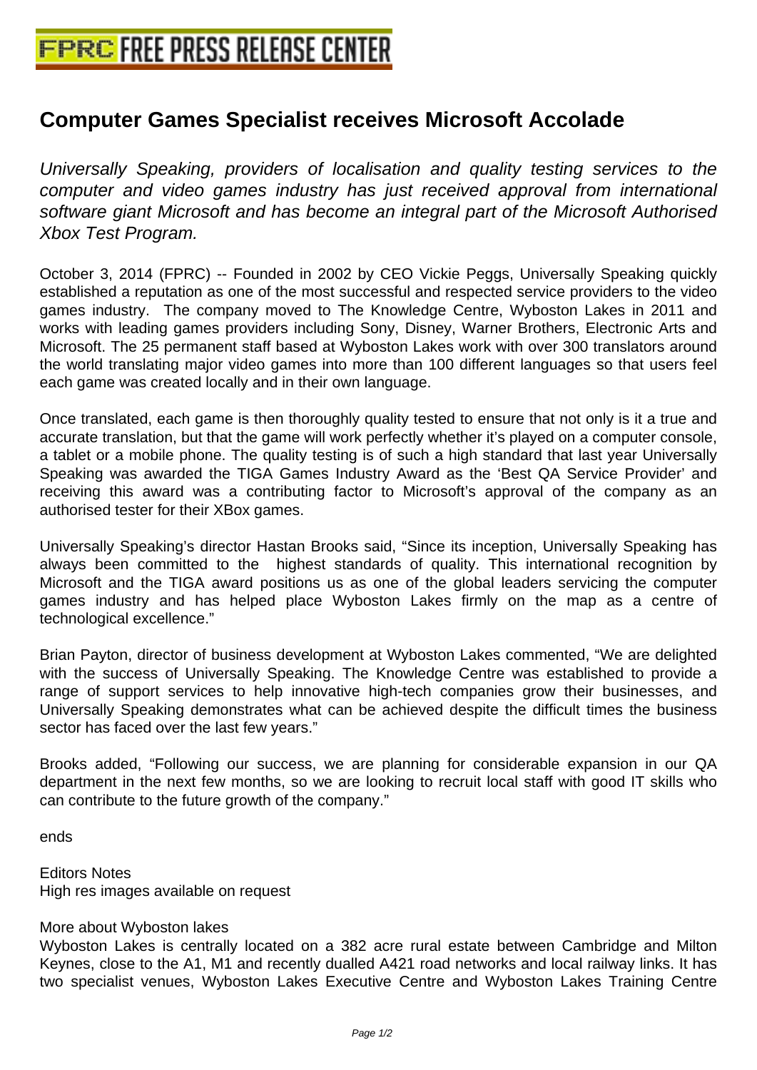# Computer Games Specialist receives Microsoft Accolade

*Universally Speaking, providers of localisation and quality testing services to the computer and video games industry has just received approval from international software giant Microsoft and has become an integral part of the Microsoft Authorised Xbox Test Program.*

October 3, 2014 (FPRC) -- Founded in 2002 by CEO Vickie Peggs, Universally Speaking quickly established a reputation as one of the most successful and respected service providers to the video games industry. The company moved to The Knowledge Centre, Wyboston Lakes in 2011 and works with leading games providers including Sony, Disney, Warner Brothers, Electronic Arts and Microsoft. The 25 permanent staff based at Wyboston Lakes work with over 300 translators around the world translating major video games into more than 100 different languages so that users feel each game was created locally and in their own language.

Once translated, each game is then thoroughly quality tested to ensure that not only is it a true and accurate translation, but that the game will work perfectly whether it's played on a computer console, a tablet or a mobile phone. The quality testing is of such a high standard that last year Universally Speaking was awarded the TIGA Games Industry Award as the 'Best QA Service Provider' and receiving this award was a contributing factor to Microsoft's approval of the company as an authorised tester for their XBox games.

Universally Speaking's director Hastan Brooks said, "Since its inception, Universally Speaking has always been committed to the highest standards of quality. This international recognition by Microsoft and the TIGA award positions us as one of the global leaders servicing the computer games industry and has helped place Wyboston Lakes firmly on the map as a centre of technological excellence."

Brian Payton, director of business development at Wyboston Lakes commented, "We are delighted with the success of Universally Speaking. The Knowledge Centre was established to provide a range of support services to help innovative high-tech companies grow their businesses, and Universally Speaking demonstrates what can be achieved despite the difficult times the business sector has faced over the last few years."

Brooks added, "Following our success, we are planning for considerable expansion in our QA department in the next few months, so we are looking to recruit local staff with good IT skills who can contribute to the future growth of the company."

ends

Editors Notes
High res images available on request

More about Wyboston lakes
Wyboston Lakes is centrally located on a 382 acre rural estate between Cambridge and Milton Keynes, close to the A1, M1 and recently dualled A421 road networks and local railway links. It has two specialist venues, Wyboston Lakes Executive Centre and Wyboston Lakes Training Centre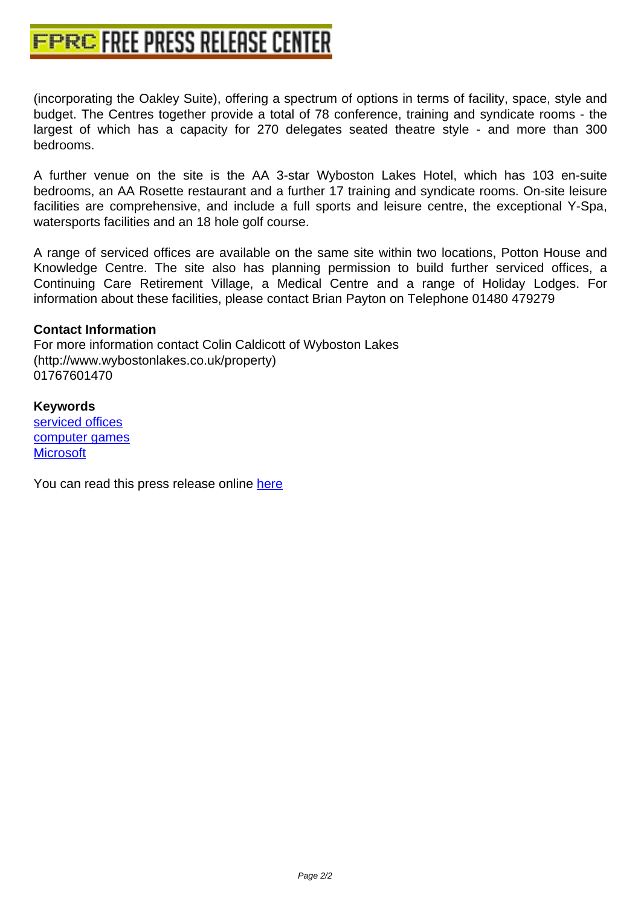(incorporating the Oakley Suite), offering a spectrum of options in terms of facility, space, style and budget. The Centres together provide a total of 78 conference, training and syndicate rooms - the largest of which has a capacity for 270 delegates seated theatre style - and more than 300 bedrooms.

A further venue on the site is the AA 3-star Wyboston Lakes Hotel, which has 103 en-suite bedrooms, an AA Rosette restaurant and a further 17 training and syndicate rooms. On-site leisure facilities are comprehensive, and include a full sports and leisure centre, the exceptional Y-Spa, watersports facilities and an 18 hole golf course.

A range of serviced offices are available on the same site within two locations, Potton House and Knowledge Centre. The site also has planning permission to build further serviced offices, a Continuing Care Retirement Village, a Medical Centre and a range of Holiday Lodges. For information about these facilities, please contact Brian Payton on Telephone 01480 479279

**Contact Information**
For more information contact Colin Caldicott of Wyboston Lakes (http://www.wybostonlakes.co.uk/property)
01767601470

**Keywords**
serviced offices
computer games
Microsoft

You can read this press release online here